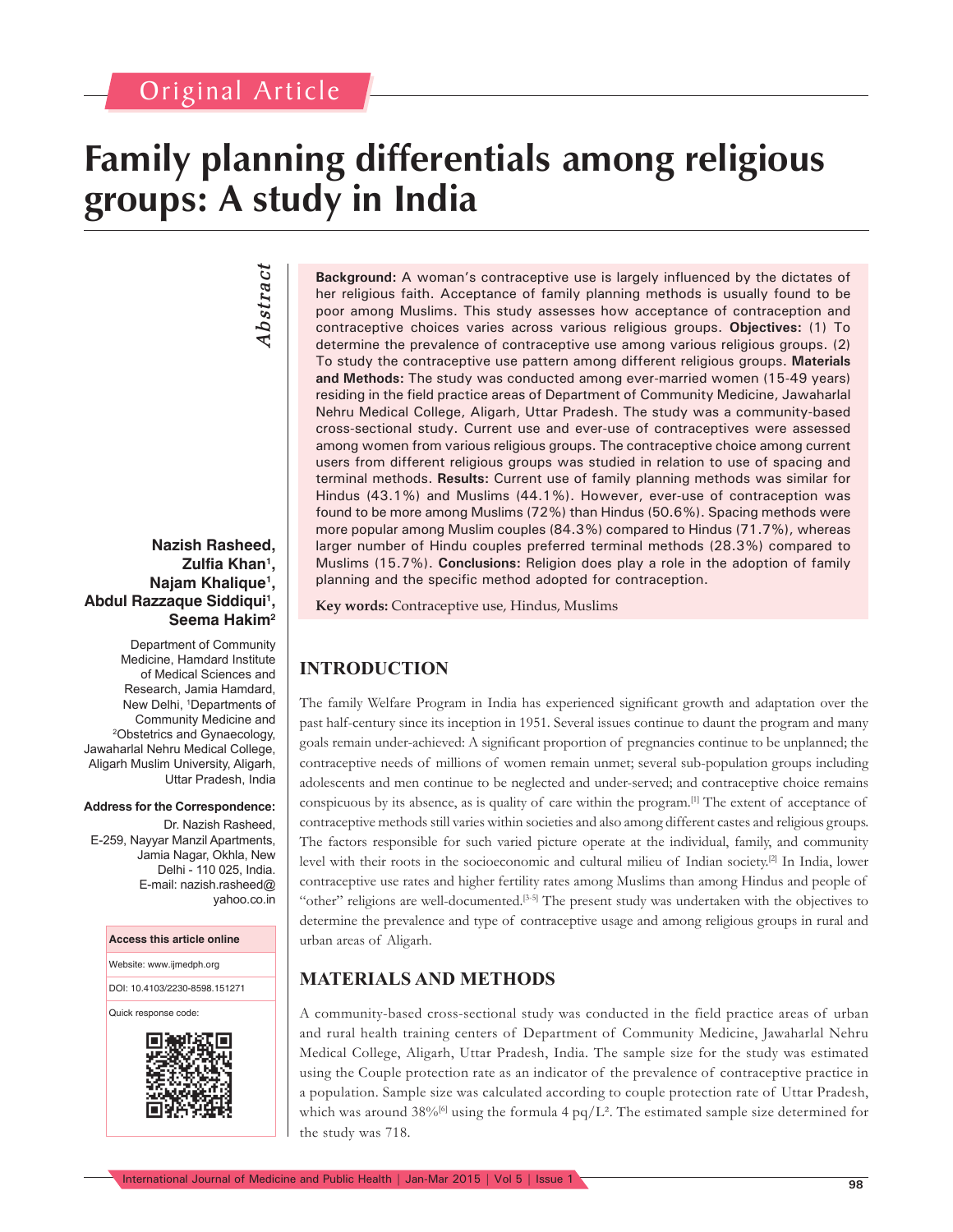Original Article

# Family planning differentials among religious groups: A study in India

**Nazish Rasheed, Zulfia Khan[1], Najam Khalique[1], Abdul Razzaque Siddiqui[1], Seema Hakim[2]**

Department of Community Medicine, Hamdard Institute of Medical Sciences and Research, Jamia Hamdard, New Delhi, [1]Departments of Community Medicine and [2]Obstetrics and Gynaecology, Jawaharlal Nehru Medical College, Aligarh Muslim University, Aligarh, Uttar Pradesh, India

**Address for the Correspondence:**
Dr. Nazish Rasheed, E-259, Nayyar Manzil Apartments, Jamia Nagar, Okhla, New Delhi - 110 025, India. E-mail: nazish.rasheed@yahoo.co.in

**Access this article online**

Website: www.ijmedph.org

DOI: 10.4103/2230-8598.151271

Quick response code:

## *Abstract*

**Background:** A woman's contraceptive use is largely influenced by the dictates of her religious faith. Acceptance of family planning methods is usually found to be poor among Muslims. This study assesses how acceptance of contraception and contraceptive choices varies across various religious groups. **Objectives:** (1) To determine the prevalence of contraceptive use among various religious groups. (2) To study the contraceptive use pattern among different religious groups. **Materials and Methods:** The study was conducted among ever-married women (15-49 years) residing in the field practice areas of Department of Community Medicine, Jawaharlal Nehru Medical College, Aligarh, Uttar Pradesh. The study was a community-based cross-sectional study. Current use and ever-use of contraceptives were assessed among women from various religious groups. The contraceptive choice among current users from different religious groups was studied in relation to use of spacing and terminal methods. **Results:** Current use of family planning methods was similar for Hindus (43.1%) and Muslims (44.1%). However, ever-use of contraception was found to be more among Muslims (72%) than Hindus (50.6%). Spacing methods were more popular among Muslim couples (84.3%) compared to Hindus (71.7%), whereas larger number of Hindu couples preferred terminal methods (28.3%) compared to Muslims (15.7%). **Conclusions:** Religion does play a role in the adoption of family planning and the specific method adopted for contraception.

**Key words:** Contraceptive use, Hindus, Muslims

## INTRODUCTION

The family Welfare Program in India has experienced significant growth and adaptation over the past half-century since its inception in 1951. Several issues continue to daunt the program and many goals remain under-achieved: A significant proportion of pregnancies continue to be unplanned; the contraceptive needs of millions of women remain unmet; several sub-population groups including adolescents and men continue to be neglected and under-served; and contraceptive choice remains conspicuous by its absence, as is quality of care within the program.[1] The extent of acceptance of contraceptive methods still varies within societies and also among different castes and religious groups. The factors responsible for such varied picture operate at the individual, family, and community level with their roots in the socioeconomic and cultural milieu of Indian society.[2] In India, lower contraceptive use rates and higher fertility rates among Muslims than among Hindus and people of "other" religions are well-documented.[3-5] The present study was undertaken with the objectives to determine the prevalence and type of contraceptive usage and among religious groups in rural and urban areas of Aligarh.

## MATERIALS AND METHODS

A community-based cross-sectional study was conducted in the field practice areas of urban and rural health training centers of Department of Community Medicine, Jawaharlal Nehru Medical College, Aligarh, Uttar Pradesh, India. The sample size for the study was estimated using the Couple protection rate as an indicator of the prevalence of contraceptive practice in a population. Sample size was calculated according to couple protection rate of Uttar Pradesh, which was around 38%[6] using the formula 4 pq/$L^2$. The estimated sample size determined for the study was 718.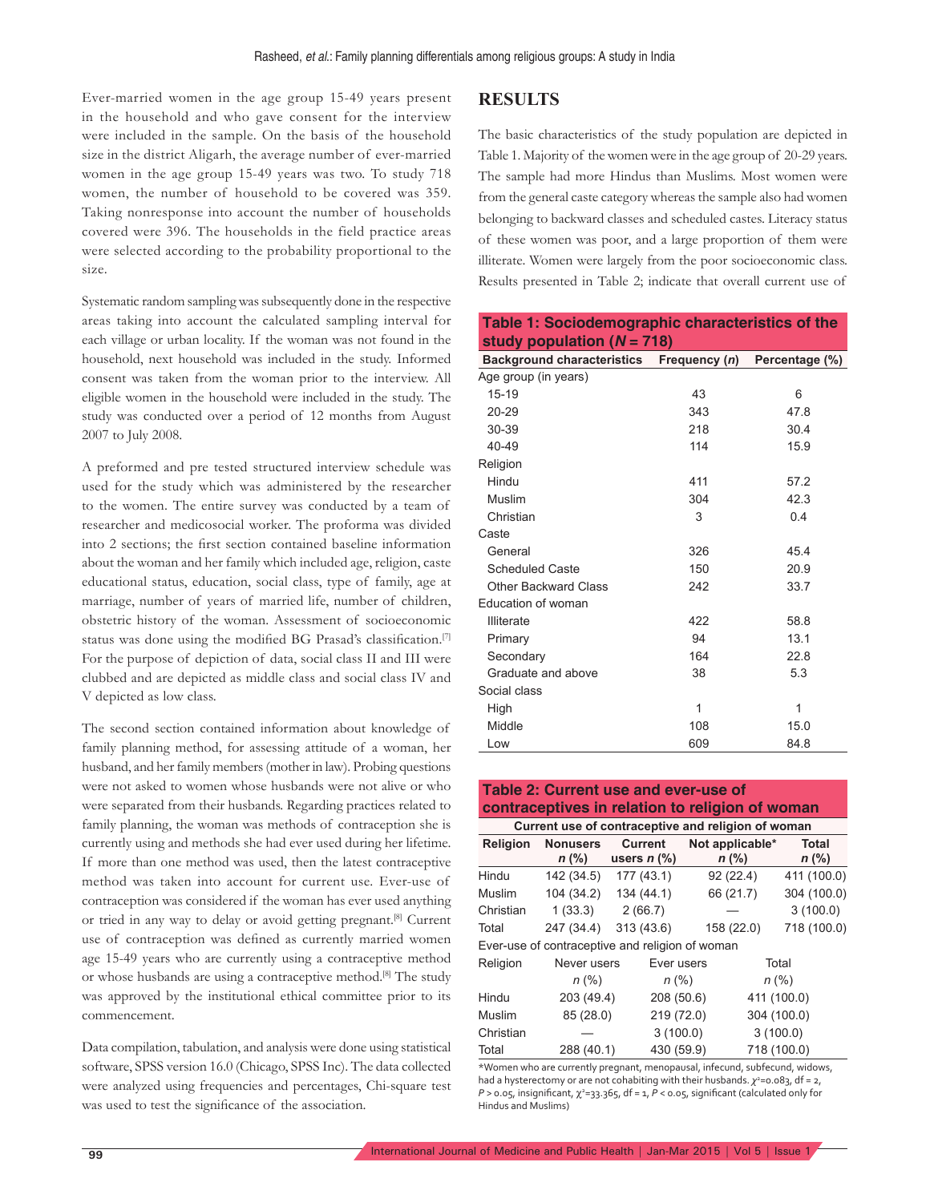Ever-married women in the age group 15-49 years present in the household and who gave consent for the interview were included in the sample. On the basis of the household size in the district Aligarh, the average number of ever-married women in the age group 15-49 years was two. To study 718 women, the number of household to be covered was 359. Taking nonresponse into account the number of households covered were 396. The households in the field practice areas were selected according to the probability proportional to the size.

Systematic random sampling was subsequently done in the respective areas taking into account the calculated sampling interval for each village or urban locality. If the woman was not found in the household, next household was included in the study. Informed consent was taken from the woman prior to the interview. All eligible women in the household were included in the study. The study was conducted over a period of 12 months from August 2007 to July 2008.

A preformed and pre tested structured interview schedule was used for the study which was administered by the researcher to the women. The entire survey was conducted by a team of researcher and medicosocial worker. The proforma was divided into 2 sections; the first section contained baseline information about the woman and her family which included age, religion, caste educational status, education, social class, type of family, age at marriage, number of years of married life, number of children, obstetric history of the woman. Assessment of socioeconomic status was done using the modified BG Prasad's classification.[7] For the purpose of depiction of data, social class II and III were clubbed and are depicted as middle class and social class IV and V depicted as low class.

The second section contained information about knowledge of family planning method, for assessing attitude of a woman, her husband, and her family members (mother in law). Probing questions were not asked to women whose husbands were not alive or who were separated from their husbands. Regarding practices related to family planning, the woman was methods of contraception she is currently using and methods she had ever used during her lifetime. If more than one method was used, then the latest contraceptive method was taken into account for current use. Ever-use of contraception was considered if the woman has ever used anything or tried in any way to delay or avoid getting pregnant.[8] Current use of contraception was defined as currently married women age 15-49 years who are currently using a contraceptive method or whose husbands are using a contraceptive method.[8] The study was approved by the institutional ethical committee prior to its commencement.

Data compilation, tabulation, and analysis were done using statistical software, SPSS version 16.0 (Chicago, SPSS Inc). The data collected were analyzed using frequencies and percentages, Chi-square test was used to test the significance of the association.

## RESULTS

The basic characteristics of the study population are depicted in Table 1. Majority of the women were in the age group of 20-29 years. The sample had more Hindus than Muslims. Most women were from the general caste category whereas the sample also had women belonging to backward classes and scheduled castes. Literacy status of these women was poor, and a large proportion of them were illiterate. Women were largely from the poor socioeconomic class. Results presented in Table 2; indicate that overall current use of

**Table 1: Sociodemographic characteristics of the study population ($N = 718$)**

| Background characteristics | Frequency (*n*) | Percentage (%) |
|---|---|---|
| Age group (in years) | | |
| 15-19 | 43 | 6 |
| 20-29 | 343 | 47.8 |
| 30-39 | 218 | 30.4 |
| 40-49 | 114 | 15.9 |
| Religion | | |
| Hindu | 411 | 57.2 |
| Muslim | 304 | 42.3 |
| Christian | 3 | 0.4 |
| Caste | | |
| General | 326 | 45.4 |
| Scheduled Caste | 150 | 20.9 |
| Other Backward Class | 242 | 33.7 |
| Education of woman | | |
| Illiterate | 422 | 58.8 |
| Primary | 94 | 13.1 |
| Secondary | 164 | 22.8 |
| Graduate and above | 38 | 5.3 |
| Social class | | |
| High | 1 | 1 |
| Middle | 108 | 15.0 |
| Low | 609 | 84.8 |

**Table 2: Current use and ever-use of contraceptives in relation to religion of woman**

| Current use of contraceptive and religion of woman | | | | |
|---|---|---|---|---|
| Religion | Nonusers *n* (%) | Current users *n* (%) | Not applicable* *n* (%) | Total *n* (%) |
| Hindu | 142 (34.5) | 177 (43.1) | 92 (22.4) | 411 (100.0) |
| Muslim | 104 (34.2) | 134 (44.1) | 66 (21.7) | 304 (100.0) |
| Christian | 1 (33.3) | 2 (66.7) | — | 3 (100.0) |
| Total | 247 (34.4) | 313 (43.6) | 158 (22.0) | 718 (100.0) |

| Ever-use of contraceptive and religion of woman | | | |
|---|---|---|---|
| Religion | Never users *n* (%) | Ever users *n* (%) | Total *n* (%) |
| Hindu | 203 (49.4) | 208 (50.6) | 411 (100.0) |
| Muslim | 85 (28.0) | 219 (72.0) | 304 (100.0) |
| Christian | — | 3 (100.0) | 3 (100.0) |
| Total | 288 (40.1) | 430 (59.9) | 718 (100.0) |

*Women who are currently pregnant, menopausal, infecund, subfecund, widows, had a hysterectomy or are not cohabiting with their husbands. $\chi^2$=0.083, df = 2, $P > 0.05$, insignificant, $\chi^2$=33.365, df = 1, $P < 0.05$, significant (calculated only for Hindus and Muslims)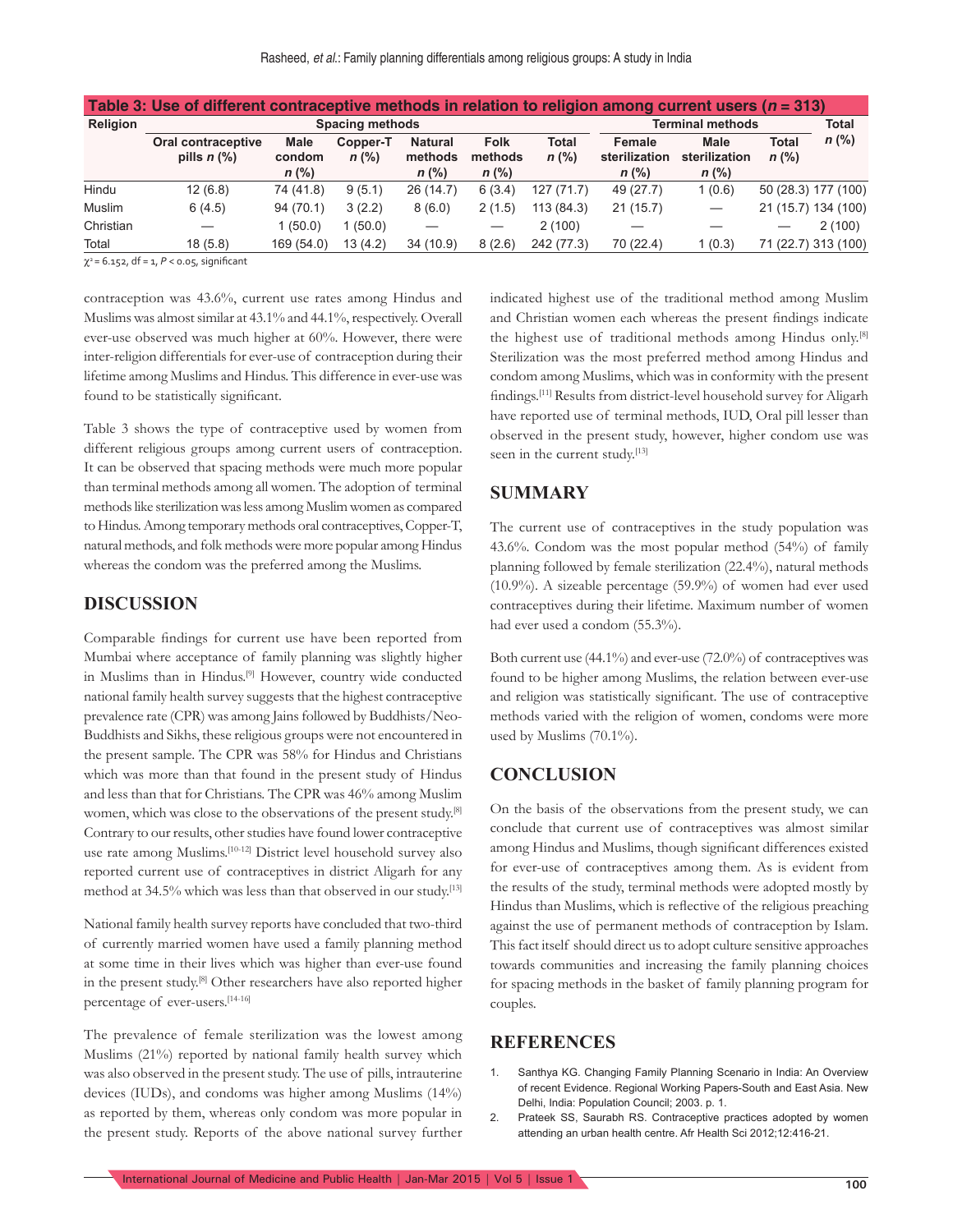**Table 3: Use of different contraceptive methods in relation to religion among current users ($n$ = 313)**

| Religion | Spacing methods | | | | | | Terminal methods | | | Total $n$ (%) |
|---|---|---|---|---|---|---|---|---|---|---|
| | Oral contraceptive pills $n$ (%) | Male condom $n$ (%) | Copper-T $n$ (%) | Natural methods $n$ (%) | Folk methods $n$ (%) | Total $n$ (%) | Female sterilization $n$ (%) | Male sterilization $n$ (%) | Total $n$ (%) | |
| Hindu | 12 (6.8) | 74 (41.8) | 9 (5.1) | 26 (14.7) | 6 (3.4) | 127 (71.7) | 49 (27.7) | 1 (0.6) | 50 (28.3) | 177 (100) |
| Muslim | 6 (4.5) | 94 (70.1) | 3 (2.2) | 8 (6.0) | 2 (1.5) | 113 (84.3) | 21 (15.7) | — | 21 (15.7) | 134 (100) |
| Christian | — | 1 (50.0) | 1 (50.0) | — | — | 2 (100) | — | — | — | 2 (100) |
| Total | 18 (5.8) | 169 (54.0) | 13 (4.2) | 34 (10.9) | 8 (2.6) | 242 (77.3) | 70 (22.4) | 1 (0.3) | 71 (22.7) | 313 (100) |

$\chi^2$ = 6.152, df = 1, $P$ < 0.05, significant

contraception was 43.6%, current use rates among Hindus and Muslims was almost similar at 43.1% and 44.1%, respectively. Overall ever-use observed was much higher at 60%. However, there were inter-religion differentials for ever-use of contraception during their lifetime among Muslims and Hindus. This difference in ever-use was found to be statistically significant.

Table 3 shows the type of contraceptive used by women from different religious groups among current users of contraception. It can be observed that spacing methods were much more popular than terminal methods among all women. The adoption of terminal methods like sterilization was less among Muslim women as compared to Hindus. Among temporary methods oral contraceptives, Copper-T, natural methods, and folk methods were more popular among Hindus whereas the condom was the preferred among the Muslims.

## DISCUSSION

Comparable findings for current use have been reported from Mumbai where acceptance of family planning was slightly higher in Muslims than in Hindus.[9] However, country wide conducted national family health survey suggests that the highest contraceptive prevalence rate (CPR) was among Jains followed by Buddhists/Neo-Buddhists and Sikhs, these religious groups were not encountered in the present sample. The CPR was 58% for Hindus and Christians which was more than that found in the present study of Hindus and less than that for Christians. The CPR was 46% among Muslim women, which was close to the observations of the present study.[8] Contrary to our results, other studies have found lower contraceptive use rate among Muslims.[10-12] District level household survey also reported current use of contraceptives in district Aligarh for any method at 34.5% which was less than that observed in our study.[13]

National family health survey reports have concluded that two-third of currently married women have used a family planning method at some time in their lives which was higher than ever-use found in the present study.[8] Other researchers have also reported higher percentage of ever-users.[14-16]

The prevalence of female sterilization was the lowest among Muslims (21%) reported by national family health survey which was also observed in the present study. The use of pills, intrauterine devices (IUDs), and condoms was higher among Muslims (14%) as reported by them, whereas only condom was more popular in the present study. Reports of the above national survey further indicated highest use of the traditional method among Muslim and Christian women each whereas the present findings indicate the highest use of traditional methods among Hindus only.[8] Sterilization was the most preferred method among Hindus and condom among Muslims, which was in conformity with the present findings.[11] Results from district-level household survey for Aligarh have reported use of terminal methods, IUD, Oral pill lesser than observed in the present study, however, higher condom use was seen in the current study.[13]

## SUMMARY

The current use of contraceptives in the study population was 43.6%. Condom was the most popular method (54%) of family planning followed by female sterilization (22.4%), natural methods (10.9%). A sizeable percentage (59.9%) of women had ever used contraceptives during their lifetime. Maximum number of women had ever used a condom (55.3%).

Both current use (44.1%) and ever-use (72.0%) of contraceptives was found to be higher among Muslims, the relation between ever-use and religion was statistically significant. The use of contraceptive methods varied with the religion of women, condoms were more used by Muslims (70.1%).

## CONCLUSION

On the basis of the observations from the present study, we can conclude that current use of contraceptives was almost similar among Hindus and Muslims, though significant differences existed for ever-use of contraceptives among them. As is evident from the results of the study, terminal methods were adopted mostly by Hindus than Muslims, which is reflective of the religious preaching against the use of permanent methods of contraception by Islam. This fact itself should direct us to adopt culture sensitive approaches towards communities and increasing the family planning choices for spacing methods in the basket of family planning program for couples.

## REFERENCES

1. Santhya KG. Changing Family Planning Scenario in India: An Overview of recent Evidence. Regional Working Papers-South and East Asia. New Delhi, India: Population Council; 2003. p. 1.
2. Prateek SS, Saurabh RS. Contraceptive practices adopted by women attending an urban health centre. Afr Health Sci 2012;12:416-21.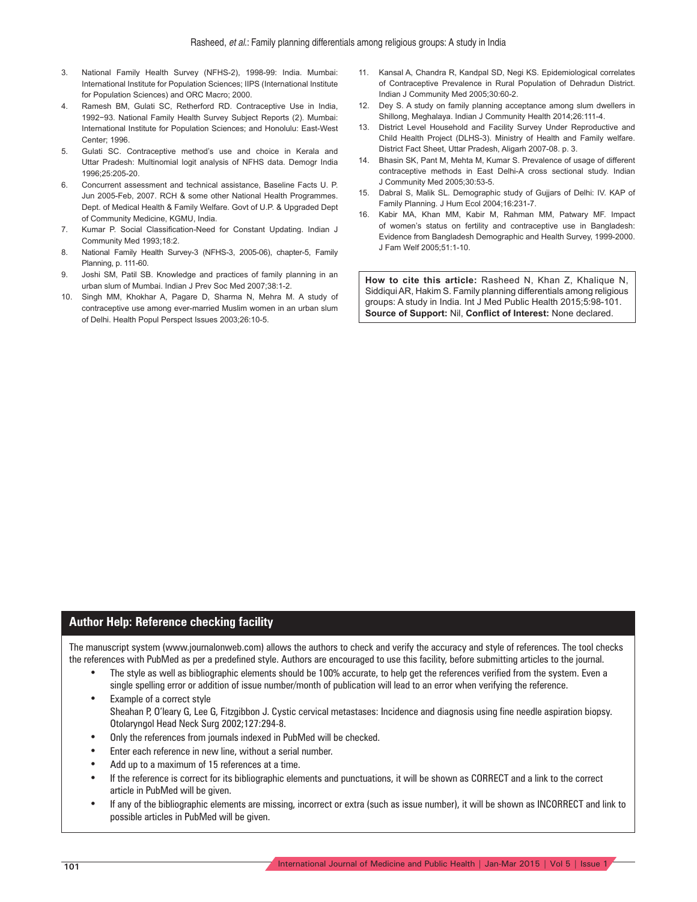3. National Family Health Survey (NFHS-2), 1998-99: India. Mumbai: International Institute for Population Sciences; IIPS (International Institute for Population Sciences) and ORC Macro; 2000.
4. Ramesh BM, Gulati SC, Retherford RD. Contraceptive Use in India, 1992−93. National Family Health Survey Subject Reports (2). Mumbai: International Institute for Population Sciences; and Honolulu: East-West Center; 1996.
5. Gulati SC. Contraceptive method's use and choice in Kerala and Uttar Pradesh: Multinomial logit analysis of NFHS data. Demogr India 1996;25:205-20.
6. Concurrent assessment and technical assistance, Baseline Facts U. P. Jun 2005-Feb, 2007. RCH & some other National Health Programmes. Dept. of Medical Health & Family Welfare. Govt of U.P. & Upgraded Dept of Community Medicine, KGMU, India.
7. Kumar P. Social Classification-Need for Constant Updating. Indian J Community Med 1993;18:2.
8. National Family Health Survey-3 (NFHS-3, 2005-06), chapter-5, Family Planning, p. 111-60.
9. Joshi SM, Patil SB. Knowledge and practices of family planning in an urban slum of Mumbai. Indian J Prev Soc Med 2007;38:1-2.
10. Singh MM, Khokhar A, Pagare D, Sharma N, Mehra M. A study of contraceptive use among ever-married Muslim women in an urban slum of Delhi. Health Popul Perspect Issues 2003;26:10-5.
11. Kansal A, Chandra R, Kandpal SD, Negi KS. Epidemiological correlates of Contraceptive Prevalence in Rural Population of Dehradun District. Indian J Community Med 2005;30:60-2.
12. Dey S. A study on family planning acceptance among slum dwellers in Shillong, Meghalaya. Indian J Community Health 2014;26:111-4.
13. District Level Household and Facility Survey Under Reproductive and Child Health Project (DLHS-3). Ministry of Health and Family welfare. District Fact Sheet, Uttar Pradesh, Aligarh 2007-08. p. 3.
14. Bhasin SK, Pant M, Mehta M, Kumar S. Prevalence of usage of different contraceptive methods in East Delhi-A cross sectional study. Indian J Community Med 2005;30:53-5.
15. Dabral S, Malik SL. Demographic study of Gujjars of Delhi: IV. KAP of Family Planning. J Hum Ecol 2004;16:231-7.
16. Kabir MA, Khan MM, Kabir M, Rahman MM, Patwary MF. Impact of women's status on fertility and contraceptive use in Bangladesh: Evidence from Bangladesh Demographic and Health Survey, 1999-2000. J Fam Welf 2005;51:1-10.

**How to cite this article:** Rasheed N, Khan Z, Khalique N, Siddiqui AR, Hakim S. Family planning differentials among religious groups: A study in India. Int J Med Public Health 2015;5:98-101.
**Source of Support:** Nil, **Conflict of Interest:** None declared.

## Author Help: Reference checking facility

The manuscript system (www.journalonweb.com) allows the authors to check and verify the accuracy and style of references. The tool checks the references with PubMed as per a predefined style. Authors are encouraged to use this facility, before submitting articles to the journal.

- The style as well as bibliographic elements should be 100% accurate, to help get the references verified from the system. Even a single spelling error or addition of issue number/month of publication will lead to an error when verifying the reference.
- Example of a correct style
  Sheahan P, O'leary G, Lee G, Fitzgibbon J. Cystic cervical metastases: Incidence and diagnosis using fine needle aspiration biopsy. Otolaryngol Head Neck Surg 2002;127:294-8.
- Only the references from journals indexed in PubMed will be checked.
- Enter each reference in new line, without a serial number.
- Add up to a maximum of 15 references at a time.
- If the reference is correct for its bibliographic elements and punctuations, it will be shown as CORRECT and a link to the correct article in PubMed will be given.
- If any of the bibliographic elements are missing, incorrect or extra (such as issue number), it will be shown as INCORRECT and link to possible articles in PubMed will be given.